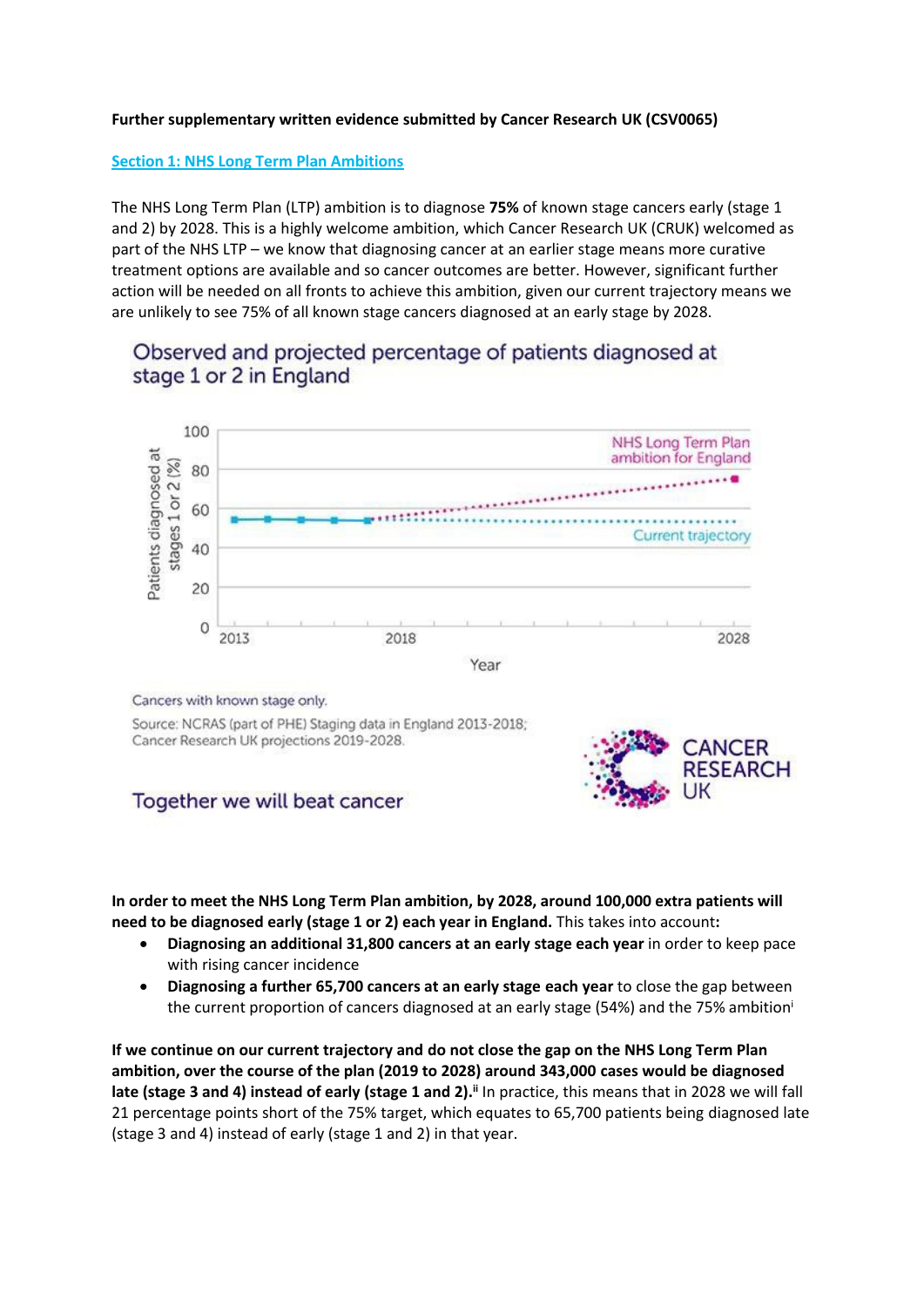**Further supplementary written evidence submitted by Cancer Research UK (CSV0065)**

## Section 1: NHS Long Term Plan Ambitions

The NHS Long Term Plan (LTP) ambition is to diagnose **75%** of known stage cancers early (stage 1 and 2) by 2028. This is a highly welcome ambition, which Cancer Research UK (CRUK) welcomed as part of the NHS LTP – we know that diagnosing cancer at an earlier stage means more curative treatment options are available and so cancer outcomes are better. However, significant further action will be needed on all fronts to achieve this ambition, given our current trajectory means we are unlikely to see 75% of all known stage cancers diagnosed at an early stage by 2028.

Observed and projected percentage of patients diagnosed at stage 1 or 2 in England

Cancers with known stage only.

Source: NCRAS (part of PHE) Staging data in England 2013-2018; Cancer Research UK projections 2019-2028.

Together we will beat cancer

CANCER RESEARCH UK

**In order to meet the NHS Long Term Plan ambition, by 2028, around 100,000 extra patients will need to be diagnosed early (stage 1 or 2) each year in England.** This takes into account**:**

- **Diagnosing an additional 31,800 cancers at an early stage each year** in order to keep pace with rising cancer incidence
- **Diagnosing a further 65,700 cancers at an early stage each year** to close the gap between the current proportion of cancers diagnosed at an early stage (54%) and the 75% ambition[i]

**If we continue on our current trajectory and do not close the gap on the NHS Long Term Plan ambition, over the course of the plan (2019 to 2028) around 343,000 cases would be diagnosed late (stage 3 and 4) instead of early (stage 1 and 2).[ii]** In practice, this means that in 2028 we will fall 21 percentage points short of the 75% target, which equates to 65,700 patients being diagnosed late (stage 3 and 4) instead of early (stage 1 and 2) in that year.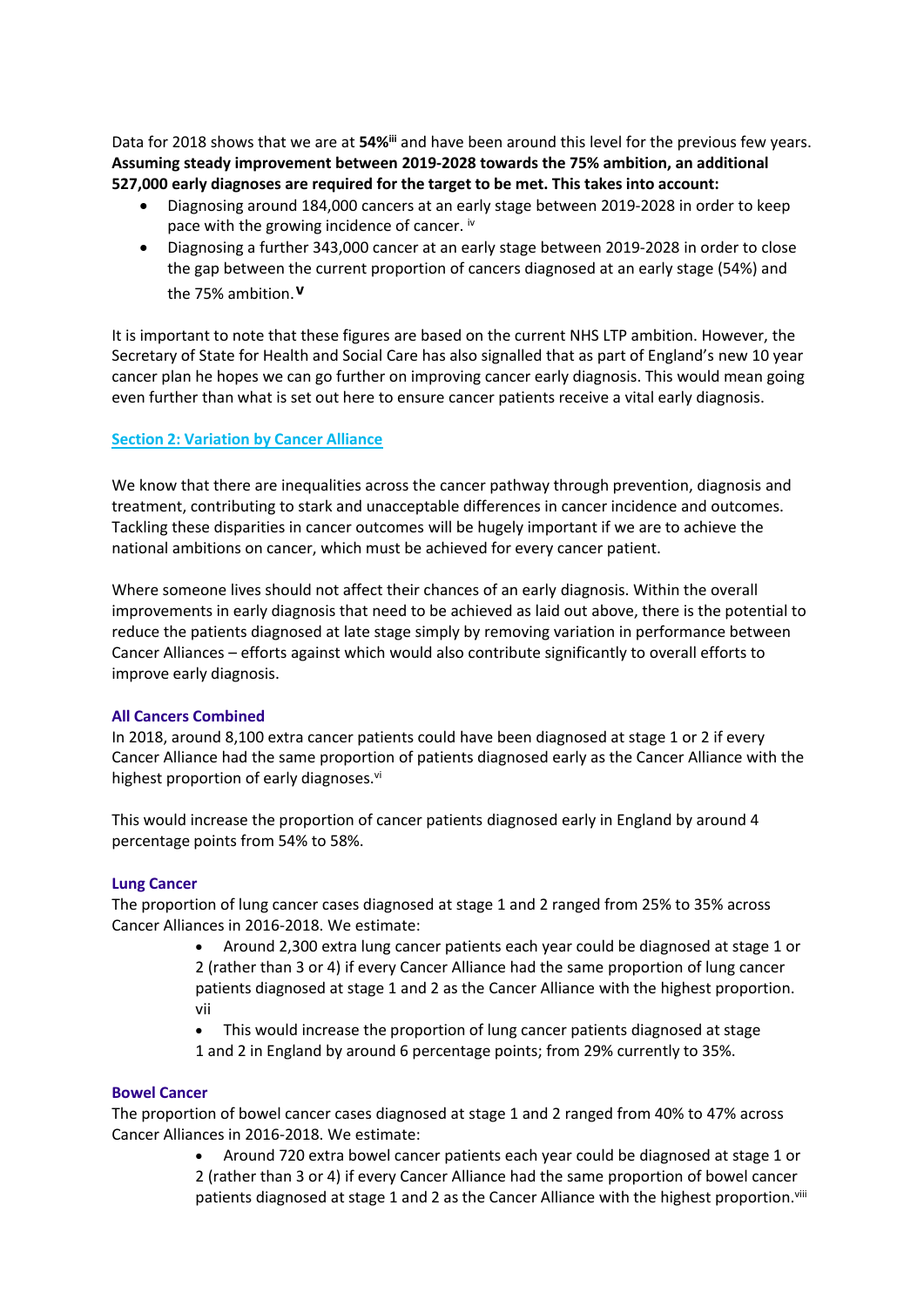Data for 2018 shows that we are at **54%**[iii] and have been around this level for the previous few years. **Assuming steady improvement between 2019-2028 towards the 75% ambition, an additional 527,000 early diagnoses are required for the target to be met. This takes into account:**

- Diagnosing around 184,000 cancers at an early stage between 2019-2028 in order to keep pace with the growing incidence of cancer. [iv]
- Diagnosing a further 343,000 cancer at an early stage between 2019-2028 in order to close the gap between the current proportion of cancers diagnosed at an early stage (54%) and the 75% ambition. [v]

It is important to note that these figures are based on the current NHS LTP ambition. However, the Secretary of State for Health and Social Care has also signalled that as part of England's new 10 year cancer plan he hopes we can go further on improving cancer early diagnosis. This would mean going even further than what is set out here to ensure cancer patients receive a vital early diagnosis.

## Section 2: Variation by Cancer Alliance

We know that there are inequalities across the cancer pathway through prevention, diagnosis and treatment, contributing to stark and unacceptable differences in cancer incidence and outcomes. Tackling these disparities in cancer outcomes will be hugely important if we are to achieve the national ambitions on cancer, which must be achieved for every cancer patient.

Where someone lives should not affect their chances of an early diagnosis. Within the overall improvements in early diagnosis that need to be achieved as laid out above, there is the potential to reduce the patients diagnosed at late stage simply by removing variation in performance between Cancer Alliances – efforts against which would also contribute significantly to overall efforts to improve early diagnosis.

### All Cancers Combined

In 2018, around 8,100 extra cancer patients could have been diagnosed at stage 1 or 2 if every Cancer Alliance had the same proportion of patients diagnosed early as the Cancer Alliance with the highest proportion of early diagnoses.[vi]

This would increase the proportion of cancer patients diagnosed early in England by around 4 percentage points from 54% to 58%.

### Lung Cancer

The proportion of lung cancer cases diagnosed at stage 1 and 2 ranged from 25% to 35% across Cancer Alliances in 2016-2018. We estimate:

- Around 2,300 extra lung cancer patients each year could be diagnosed at stage 1 or 2 (rather than 3 or 4) if every Cancer Alliance had the same proportion of lung cancer patients diagnosed at stage 1 and 2 as the Cancer Alliance with the highest proportion. [vii]
- This would increase the proportion of lung cancer patients diagnosed at stage 1 and 2 in England by around 6 percentage points; from 29% currently to 35%.

### Bowel Cancer

The proportion of bowel cancer cases diagnosed at stage 1 and 2 ranged from 40% to 47% across Cancer Alliances in 2016-2018. We estimate:

- Around 720 extra bowel cancer patients each year could be diagnosed at stage 1 or 2 (rather than 3 or 4) if every Cancer Alliance had the same proportion of bowel cancer patients diagnosed at stage 1 and 2 as the Cancer Alliance with the highest proportion.[viii]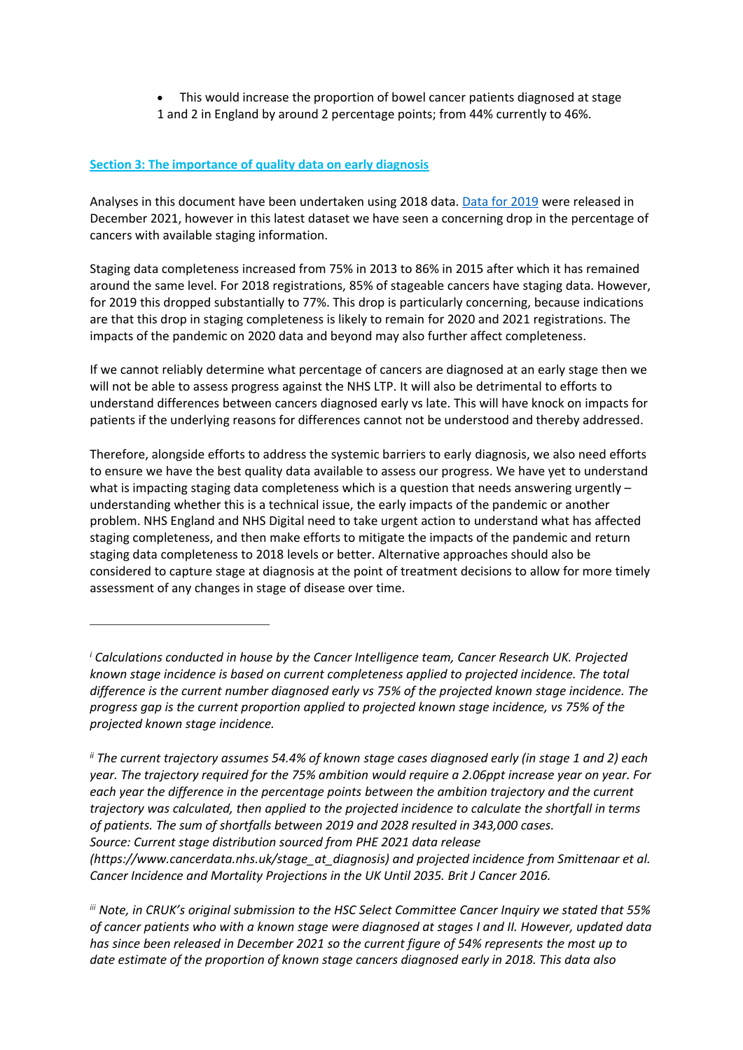- This would increase the proportion of bowel cancer patients diagnosed at stage 1 and 2 in England by around 2 percentage points; from 44% currently to 46%.

## Section 3: The importance of quality data on early diagnosis

Analyses in this document have been undertaken using 2018 data. [Data for 2019] were released in December 2021, however in this latest dataset we have seen a concerning drop in the percentage of cancers with available staging information.

Staging data completeness increased from 75% in 2013 to 86% in 2015 after which it has remained around the same level. For 2018 registrations, 85% of stageable cancers have staging data. However, for 2019 this dropped substantially to 77%. This drop is particularly concerning, because indications are that this drop in staging completeness is likely to remain for 2020 and 2021 registrations. The impacts of the pandemic on 2020 data and beyond may also further affect completeness.

If we cannot reliably determine what percentage of cancers are diagnosed at an early stage then we will not be able to assess progress against the NHS LTP. It will also be detrimental to efforts to understand differences between cancers diagnosed early vs late. This will have knock on impacts for patients if the underlying reasons for differences cannot not be understood and thereby addressed.

Therefore, alongside efforts to address the systemic barriers to early diagnosis, we also need efforts to ensure we have the best quality data available to assess our progress. We have yet to understand what is impacting staging data completeness which is a question that needs answering urgently – understanding whether this is a technical issue, the early impacts of the pandemic or another problem. NHS England and NHS Digital need to take urgent action to understand what has affected staging completeness, and then make efforts to mitigate the impacts of the pandemic and return staging data completeness to 2018 levels or better. Alternative approaches should also be considered to capture stage at diagnosis at the point of treatment decisions to allow for more timely assessment of any changes in stage of disease over time.

---

[i] *Calculations conducted in house by the Cancer Intelligence team, Cancer Research UK. Projected known stage incidence is based on current completeness applied to projected incidence. The total difference is the current number diagnosed early vs 75% of the projected known stage incidence. The progress gap is the current proportion applied to projected known stage incidence, vs 75% of the projected known stage incidence.*

[ii] *The current trajectory assumes 54.4% of known stage cases diagnosed early (in stage 1 and 2) each year. The trajectory required for the 75% ambition would require a 2.06ppt increase year on year. For each year the difference in the percentage points between the ambition trajectory and the current trajectory was calculated, then applied to the projected incidence to calculate the shortfall in terms of patients. The sum of shortfalls between 2019 and 2028 resulted in 343,000 cases.*
*Source: Current stage distribution sourced from PHE 2021 data release (https://www.cancerdata.nhs.uk/stage_at_diagnosis) and projected incidence from Smittenaar et al. Cancer Incidence and Mortality Projections in the UK Until 2035. Brit J Cancer 2016.*

[iii] *Note, in CRUK's original submission to the HSC Select Committee Cancer Inquiry we stated that 55% of cancer patients who with a known stage were diagnosed at stages I and II. However, updated data has since been released in December 2021 so the current figure of 54% represents the most up to date estimate of the proportion of known stage cancers diagnosed early in 2018. This data also*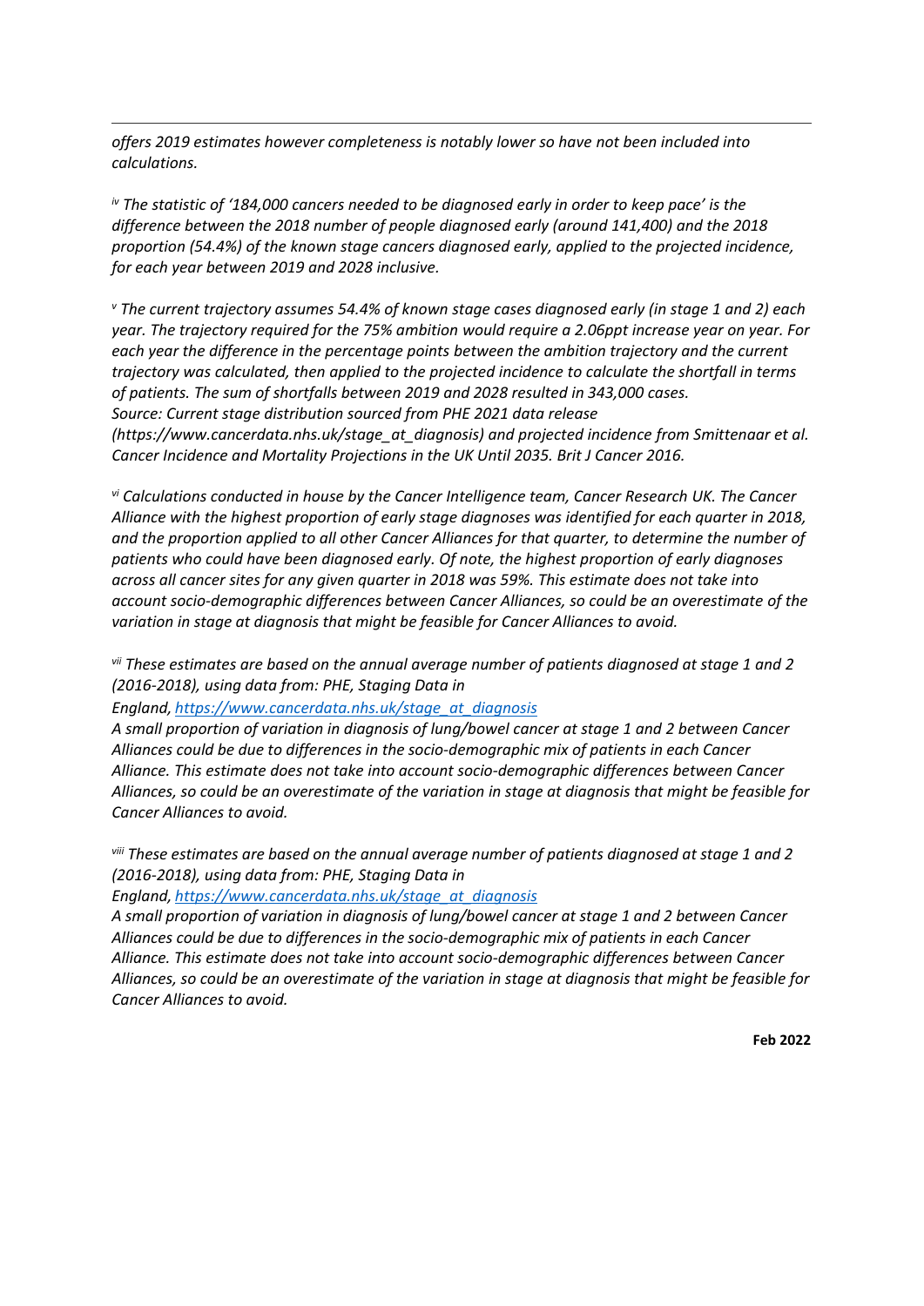*offers 2019 estimates however completeness is notably lower so have not been included into calculations.*

*[iv] The statistic of '184,000 cancers needed to be diagnosed early in order to keep pace' is the difference between the 2018 number of people diagnosed early (around 141,400) and the 2018 proportion (54.4%) of the known stage cancers diagnosed early, applied to the projected incidence, for each year between 2019 and 2028 inclusive.*

*[v] The current trajectory assumes 54.4% of known stage cases diagnosed early (in stage 1 and 2) each year. The trajectory required for the 75% ambition would require a 2.06ppt increase year on year. For each year the difference in the percentage points between the ambition trajectory and the current trajectory was calculated, then applied to the projected incidence to calculate the shortfall in terms of patients. The sum of shortfalls between 2019 and 2028 resulted in 343,000 cases.*
*Source: Current stage distribution sourced from PHE 2021 data release (https://www.cancerdata.nhs.uk/stage_at_diagnosis) and projected incidence from Smittenaar et al. Cancer Incidence and Mortality Projections in the UK Until 2035. Brit J Cancer 2016.*

*[vi] Calculations conducted in house by the Cancer Intelligence team, Cancer Research UK. The Cancer Alliance with the highest proportion of early stage diagnoses was identified for each quarter in 2018, and the proportion applied to all other Cancer Alliances for that quarter, to determine the number of patients who could have been diagnosed early. Of note, the highest proportion of early diagnoses across all cancer sites for any given quarter in 2018 was 59%. This estimate does not take into account socio-demographic differences between Cancer Alliances, so could be an overestimate of the variation in stage at diagnosis that might be feasible for Cancer Alliances to avoid.*

*[vii] These estimates are based on the annual average number of patients diagnosed at stage 1 and 2 (2016-2018), using data from: PHE, Staging Data in England, https://www.cancerdata.nhs.uk/stage_at_diagnosis*
*A small proportion of variation in diagnosis of lung/bowel cancer at stage 1 and 2 between Cancer Alliances could be due to differences in the socio-demographic mix of patients in each Cancer Alliance. This estimate does not take into account socio-demographic differences between Cancer Alliances, so could be an overestimate of the variation in stage at diagnosis that might be feasible for Cancer Alliances to avoid.*

*[viii] These estimates are based on the annual average number of patients diagnosed at stage 1 and 2 (2016-2018), using data from: PHE, Staging Data in England, https://www.cancerdata.nhs.uk/stage_at_diagnosis*
*A small proportion of variation in diagnosis of lung/bowel cancer at stage 1 and 2 between Cancer Alliances could be due to differences in the socio-demographic mix of patients in each Cancer Alliance. This estimate does not take into account socio-demographic differences between Cancer Alliances, so could be an overestimate of the variation in stage at diagnosis that might be feasible for Cancer Alliances to avoid.*

**Feb 2022**